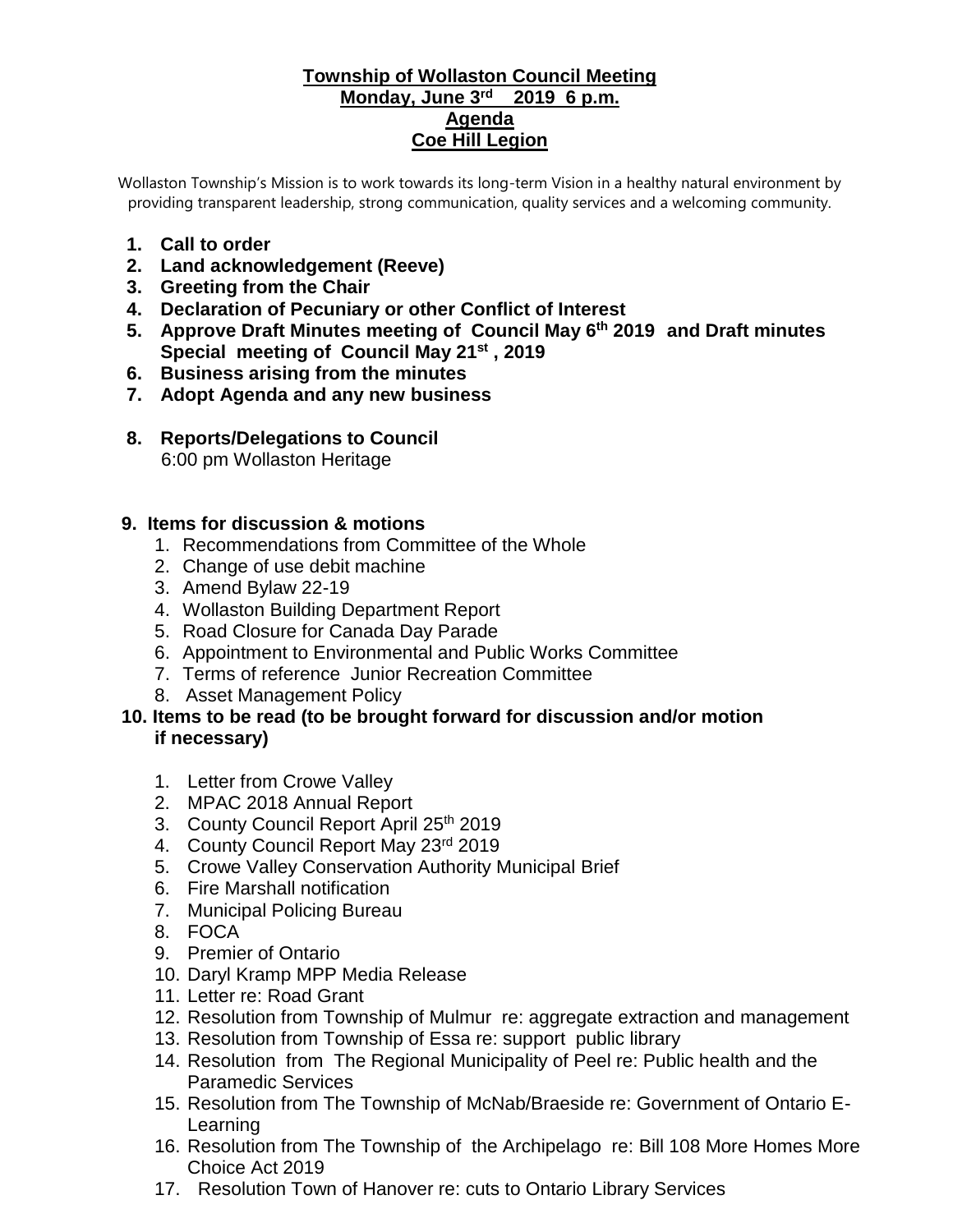**Township of Wollaston Council Meeting**
**Monday, June 3rd 2019 6 p.m.**
**Agenda**
**Coe Hill Legion**

Wollaston Township's Mission is to work towards its long-term Vision in a healthy natural environment by providing transparent leadership, strong communication, quality services and a welcoming community.

1. **Call to order**
2. **Land acknowledgement (Reeve)**
3. **Greeting from the Chair**
4. **Declaration of Pecuniary or other Conflict of Interest**
5. **Approve Draft Minutes meeting of Council May 6th 2019 and Draft minutes Special meeting of Council May 21st , 2019**
6. **Business arising from the minutes**
7. **Adopt Agenda and any new business**
8. **Reports/Delegations to Council**
   6:00 pm Wollaston Heritage

9. **Items for discussion & motions**
   1. Recommendations from Committee of the Whole
   2. Change of use debit machine
   3. Amend Bylaw 22-19
   4. Wollaston Building Department Report
   5. Road Closure for Canada Day Parade
   6. Appointment to Environmental and Public Works Committee
   7. Terms of reference Junior Recreation Committee
   8. Asset Management Policy

10. **Items to be read (to be brought forward for discussion and/or motion if necessary)**
    1. Letter from Crowe Valley
    2. MPAC 2018 Annual Report
    3. County Council Report April 25th 2019
    4. County Council Report May 23rd 2019
    5. Crowe Valley Conservation Authority Municipal Brief
    6. Fire Marshall notification
    7. Municipal Policing Bureau
    8. FOCA
    9. Premier of Ontario
    10. Daryl Kramp MPP Media Release
    11. Letter re: Road Grant
    12. Resolution from Township of Mulmur re: aggregate extraction and management
    13. Resolution from Township of Essa re: support public library
    14. Resolution from The Regional Municipality of Peel re: Public health and the Paramedic Services
    15. Resolution from The Township of McNab/Braeside re: Government of Ontario E-Learning
    16. Resolution from The Township of the Archipelago re: Bill 108 More Homes More Choice Act 2019
    17. Resolution Town of Hanover re: cuts to Ontario Library Services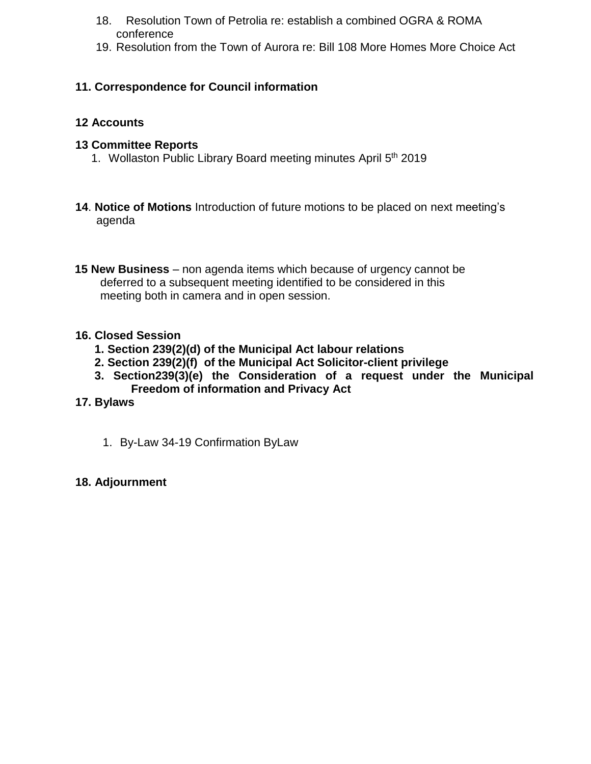18. Resolution Town of Petrolia re: establish a combined OGRA & ROMA conference
19. Resolution from the Town of Aurora re: Bill 108 More Homes More Choice Act

**11. Correspondence for Council information**

**12 Accounts**

**13 Committee Reports**

1. Wollaston Public Library Board meeting minutes April 5th 2019

**14**. **Notice of Motions** Introduction of future motions to be placed on next meeting's agenda

**15 New Business** – non agenda items which because of urgency cannot be deferred to a subsequent meeting identified to be considered in this meeting both in camera and in open session.

**16. Closed Session**

1. **Section 239(2)(d) of the Municipal Act labour relations**
2. **Section 239(2)(f) of the Municipal Act Solicitor-client privilege**
3. **Section239(3)(e) the Consideration of a request under the Municipal Freedom of information and Privacy Act**

**17. Bylaws**

1. By-Law 34-19 Confirmation ByLaw

**18. Adjournment**